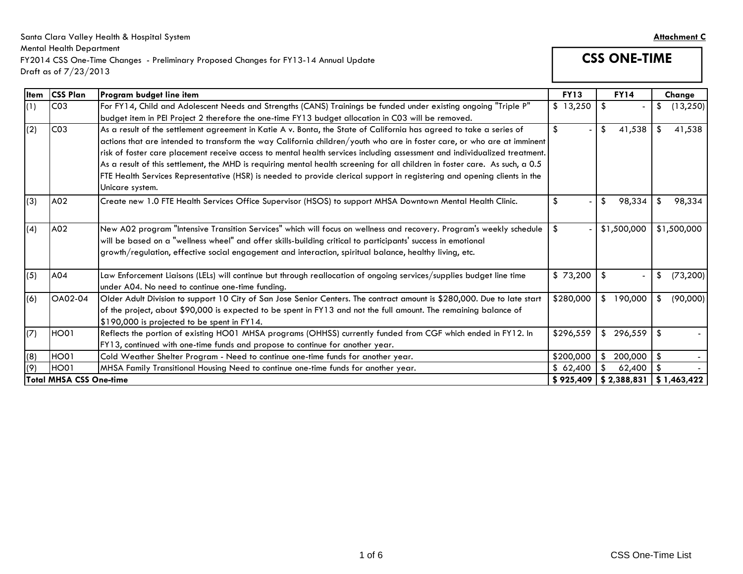Santa Clara Valley Health & Hospital System
Mental Health Department
FY2014 CSS One-Time Changes - Preliminary Proposed Changes for FY13-14 Annual Update
Draft as of 7/23/2013

**Attachment C**

## CSS ONE-TIME

| Item | CSS Plan | Program budget line item | FY13 | FY14 | Change |
|---|---|---|---|---|---|
| (1) | C03 | For FY14, Child and Adolescent Needs and Strengths (CANS) Trainings be funded under existing ongoing "Triple P" budget item in PEI Project 2 therefore the one-time FY13 budget allocation in C03 will be removed. | $ 13,250 | $ - | $ (13,250) |
| (2) | C03 | As a result of the settlement agreement in Katie A v. Bonta, the State of California has agreed to take a series of actions that are intended to transform the way California children/youth who are in foster care, or who are at imminent risk of foster care placement receive access to mental health services including assessment and individualized treatment. As a result of this settlement, the MHD is requiring mental health screening for all children in foster care. As such, a 0.5 FTE Health Services Representative (HSR) is needed to provide clerical support in registering and opening clients in the Unicare system. | $ - | $ 41,538 | $ 41,538 |
| (3) | A02 | Create new 1.0 FTE Health Services Office Supervisor (HSOS) to support MHSA Downtown Mental Health Clinic. | $ - | $ 98,334 | $ 98,334 |
| (4) | A02 | New A02 program "Intensive Transition Services" which will focus on wellness and recovery. Program's weekly schedule will be based on a "wellness wheel" and offer skills-building critical to participants' success in emotional growth/regulation, effective social engagement and interaction, spiritual balance, healthy living, etc. | $ - | $1,500,000 | $1,500,000 |
| (5) | A04 | Law Enforcement Liaisons (LELs) will continue but through reallocation of ongoing services/supplies budget line time under A04. No need to continue one-time funding. | $ 73,200 | $ - | $ (73,200) |
| (6) | OA02-04 | Older Adult Division to support 10 City of San Jose Senior Centers. The contract amount is $280,000. Due to late start of the project, about $90,000 is expected to be spent in FY13 and not the full amount. The remaining balance of $190,000 is projected to be spent in FY14. | $280,000 | $ 190,000 | $ (90,000) |
| (7) | HO01 | Reflects the portion of existing HO01 MHSA programs (OHHSS) currently funded from CGF which ended in FY12. In FY13, continued with one-time funds and propose to continue for another year. | $296,559 | $ 296,559 | $ - |
| (8) | HO01 | Cold Weather Shelter Program - Need to continue one-time funds for another year. | $200,000 | $ 200,000 | $ - |
| (9) | HO01 | MHSA Family Transitional Housing Need to continue one-time funds for another year. | $ 62,400 | $ 62,400 | $ - |
| **Total MHSA CSS One-time** | | | **$ 925,409** | **$ 2,388,831** | **$ 1,463,422** |

CSS One-Time List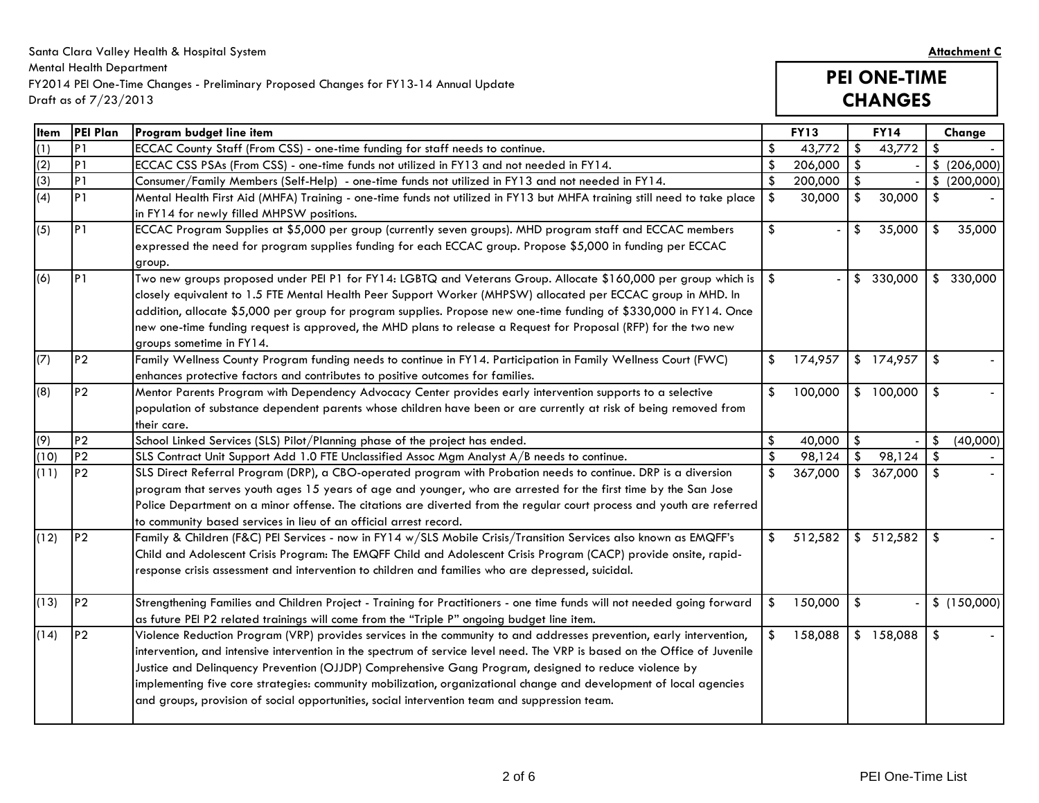Santa Clara Valley Health & Hospital System
Mental Health Department
FY2014 PEI One-Time Changes - Preliminary Proposed Changes for FY13-14 Annual Update
Draft as of 7/23/2013

**Attachment C**

## PEI ONE-TIME CHANGES

| Item | PEI Plan | Program budget line item | FY13 | FY14 | Change |
|---|---|---|---|---|---|
| (1) | P1 | ECCAC County Staff (From CSS) - one-time funding for staff needs to continue. | $ 43,772 | $ 43,772 | $ - |
| (2) | P1 | ECCAC CSS PSAs (From CSS) - one-time funds not utilized in FY13 and not needed in FY14. | $ 206,000 | $ - | $ (206,000) |
| (3) | P1 | Consumer/Family Members (Self-Help) - one-time funds not utilized in FY13 and not needed in FY14. | $ 200,000 | $ - | $ (200,000) |
| (4) | P1 | Mental Health First Aid (MHFA) Training - one-time funds not utilized in FY13 but MHFA training still need to take place in FY14 for newly filled MHPSW positions. | $ 30,000 | $ 30,000 | $ - |
| (5) | P1 | ECCAC Program Supplies at $5,000 per group (currently seven groups). MHD program staff and ECCAC members expressed the need for program supplies funding for each ECCAC group. Propose $5,000 in funding per ECCAC group. | $ - | $ 35,000 | $ 35,000 |
| (6) | P1 | Two new groups proposed under PEI P1 for FY14: LGBTQ and Veterans Group. Allocate $160,000 per group which is closely equivalent to 1.5 FTE Mental Health Peer Support Worker (MHPSW) allocated per ECCAC group in MHD. In addition, allocate $5,000 per group for program supplies. Propose new one-time funding of $330,000 in FY14. Once new one-time funding request is approved, the MHD plans to release a Request for Proposal (RFP) for the two new groups sometime in FY14. | $ - | $ 330,000 | $ 330,000 |
| (7) | P2 | Family Wellness County Program funding needs to continue in FY14. Participation in Family Wellness Court (FWC) enhances protective factors and contributes to positive outcomes for families. | $ 174,957 | $ 174,957 | $ - |
| (8) | P2 | Mentor Parents Program with Dependency Advocacy Center provides early intervention supports to a selective population of substance dependent parents whose children have been or are currently at risk of being removed from their care. | $ 100,000 | $ 100,000 | $ - |
| (9) | P2 | School Linked Services (SLS) Pilot/Planning phase of the project has ended. | $ 40,000 | $ - | $ (40,000) |
| (10) | P2 | SLS Contract Unit Support Add 1.0 FTE Unclassified Assoc Mgm Analyst A/B needs to continue. | $ 98,124 | $ 98,124 | $ - |
| (11) | P2 | SLS Direct Referral Program (DRP), a CBO-operated program with Probation needs to continue. DRP is a diversion program that serves youth ages 15 years of age and younger, who are arrested for the first time by the San Jose Police Department on a minor offense. The citations are diverted from the regular court process and youth are referred to community based services in lieu of an official arrest record. | $ 367,000 | $ 367,000 | $ - |
| (12) | P2 | Family & Children (F&C) PEI Services - now in FY14 w/SLS Mobile Crisis/Transition Services also known as EMQFF's Child and Adolescent Crisis Program: The EMQFF Child and Adolescent Crisis Program (CACP) provide onsite, rapid-response crisis assessment and intervention to children and families who are depressed, suicidal. | $ 512,582 | $ 512,582 | $ - |
| (13) | P2 | Strengthening Families and Children Project - Training for Practitioners - one time funds will not needed going forward as future PEI P2 related trainings will come from the "Triple P" ongoing budget line item. | $ 150,000 | $ - | $ (150,000) |
| (14) | P2 | Violence Reduction Program (VRP) provides services in the community to and addresses prevention, early intervention, intervention, and intensive intervention in the spectrum of service level need. The VRP is based on the Office of Juvenile Justice and Delinquency Prevention (OJJDP) Comprehensive Gang Program, designed to reduce violence by implementing five core strategies: community mobilization, organizational change and development of local agencies and groups, provision of social opportunities, social intervention team and suppression team. | $ 158,088 | $ 158,088 | $ - |

PEI One-Time List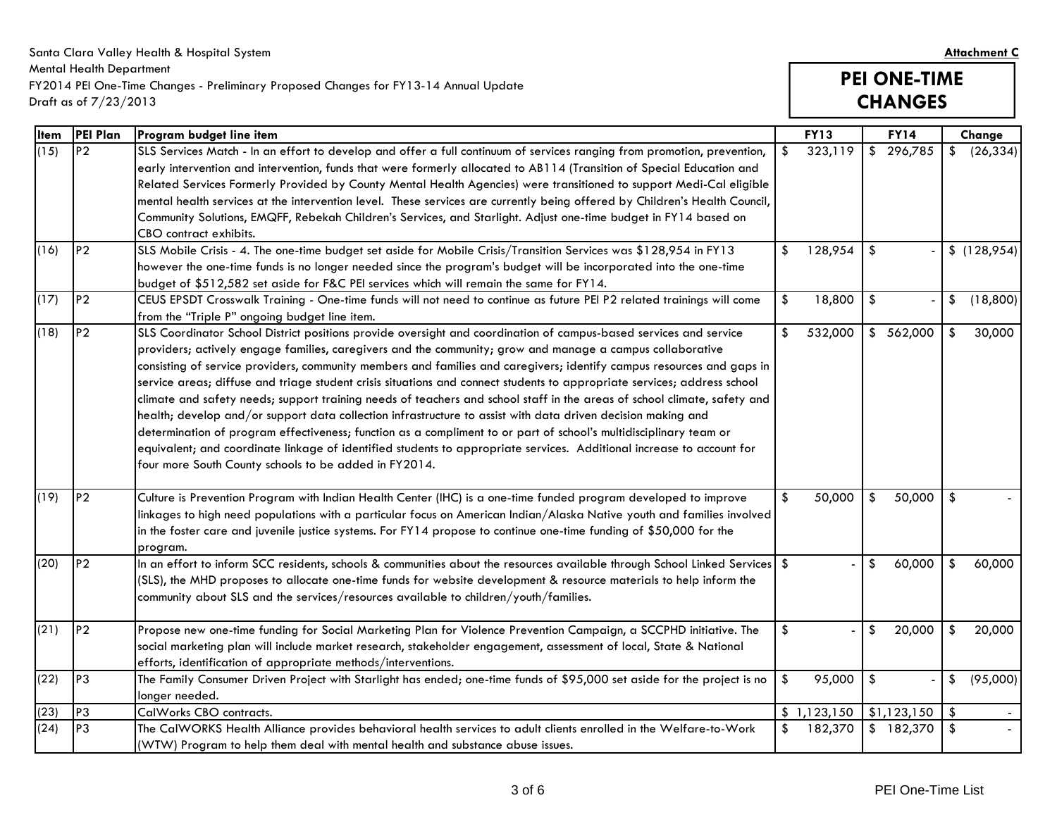Santa Clara Valley Health & Hospital System
Mental Health Department
FY2014 PEI One-Time Changes - Preliminary Proposed Changes for FY13-14 Annual Update
Draft as of 7/23/2013

**Attachment C**

## PEI ONE-TIME CHANGES

| Item | PEI Plan | Program budget line item | FY13 | FY14 | Change |
|---|---|---|---|---|---|
| (15) | P2 | SLS Services Match - In an effort to develop and offer a full continuum of services ranging from promotion, prevention, early intervention and intervention, funds that were formerly allocated to AB114 (Transition of Special Education and Related Services Formerly Provided by County Mental Health Agencies) were transitioned to support Medi-Cal eligible mental health services at the intervention level. These services are currently being offered by Children's Health Council, Community Solutions, EMQFF, Rebekah Children's Services, and Starlight. Adjust one-time budget in FY14 based on CBO contract exhibits. | $ 323,119 | $ 296,785 | $ (26,334) |
| (16) | P2 | SLS Mobile Crisis - 4. The one-time budget set aside for Mobile Crisis/Transition Services was $128,954 in FY13 however the one-time funds is no longer needed since the program's budget will be incorporated into the one-time budget of $512,582 set aside for F&C PEI services which will remain the same for FY14. | $ 128,954 | $ - | $ (128,954) |
| (17) | P2 | CEUS EPSDT Crosswalk Training - One-time funds will not need to continue as future PEI P2 related trainings will come from the "Triple P" ongoing budget line item. | $ 18,800 | $ - | $ (18,800) |
| (18) | P2 | SLS Coordinator School District positions provide oversight and coordination of campus-based services and service providers; actively engage families, caregivers and the community; grow and manage a campus collaborative consisting of service providers, community members and families and caregivers; identify campus resources and gaps in service areas; diffuse and triage student crisis situations and connect students to appropriate services; address school climate and safety needs; support training needs of teachers and school staff in the areas of school climate, safety and health; develop and/or support data collection infrastructure to assist with data driven decision making and determination of program effectiveness; function as a compliment to or part of school's multidisciplinary team or equivalent; and coordinate linkage of identified students to appropriate services. Additional increase to account for four more South County schools to be added in FY2014. | $ 532,000 | $ 562,000 | $ 30,000 |
| (19) | P2 | Culture is Prevention Program with Indian Health Center (IHC) is a one-time funded program developed to improve linkages to high need populations with a particular focus on American Indian/Alaska Native youth and families involved in the foster care and juvenile justice systems. For FY14 propose to continue one-time funding of $50,000 for the program. | $ 50,000 | $ 50,000 | $ - |
| (20) | P2 | In an effort to inform SCC residents, schools & communities about the resources available through School Linked Services (SLS), the MHD proposes to allocate one-time funds for website development & resource materials to help inform the community about SLS and the services/resources available to children/youth/families. | $ - | $ 60,000 | $ 60,000 |
| (21) | P2 | Propose new one-time funding for Social Marketing Plan for Violence Prevention Campaign, a SCCPHD initiative. The social marketing plan will include market research, stakeholder engagement, assessment of local, State & National efforts, identification of appropriate methods/interventions. | $ - | $ 20,000 | $ 20,000 |
| (22) | P3 | The Family Consumer Driven Project with Starlight has ended; one-time funds of $95,000 set aside for the project is no longer needed. | $ 95,000 | $ - | $ (95,000) |
| (23) | P3 | CalWorks CBO contracts. | $ 1,123,150 | $1,123,150 | $ - |
| (24) | P3 | The CalWORKS Health Alliance provides behavioral health services to adult clients enrolled in the Welfare-to-Work (WTW) Program to help them deal with mental health and substance abuse issues. | $ 182,370 | $ 182,370 | $ - |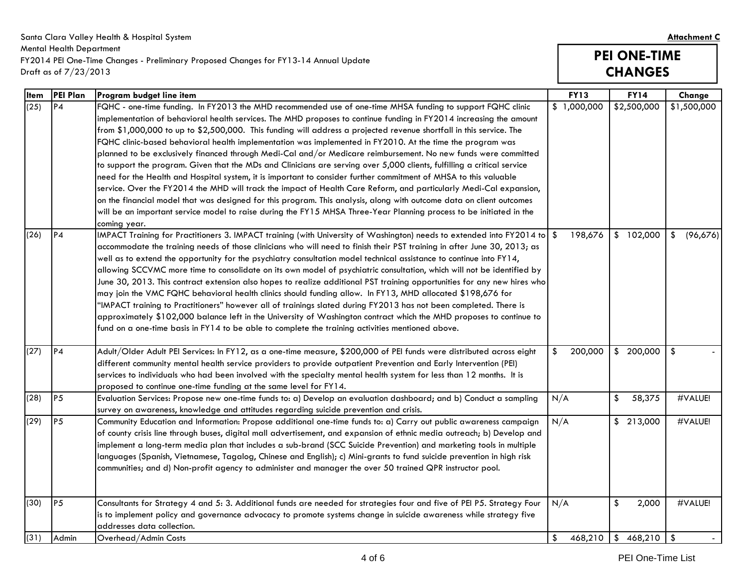Santa Clara Valley Health & Hospital System
Mental Health Department
FY2014 PEI One-Time Changes - Preliminary Proposed Changes for FY13-14 Annual Update
Draft as of 7/23/2013

**Attachment C**

# PEI ONE-TIME CHANGES

| Item | PEI Plan | Program budget line item | FY13 | FY14 | Change |
|---|---|---|---|---|---|
| (25) | P4 | FQHC - one-time funding. In FY2013 the MHD recommended use of one-time MHSA funding to support FQHC clinic implementation of behavioral health services. The MHD proposes to continue funding in FY2014 increasing the amount from $1,000,000 to up to $2,500,000. This funding will address a projected revenue shortfall in this service. The FQHC clinic-based behavioral health implementation was implemented in FY2010. At the time the program was planned to be exclusively financed through Medi-Cal and/or Medicare reimbursement. No new funds were committed to support the program. Given that the MDs and Clinicians are serving over 5,000 clients, fulfilling a critical service need for the Health and Hospital system, it is important to consider further commitment of MHSA to this valuable service. Over the FY2014 the MHD will track the impact of Health Care Reform, and particularly Medi-Cal expansion, on the financial model that was designed for this program. This analysis, along with outcome data on client outcomes will be an important service model to raise during the FY15 MHSA Three-Year Planning process to be initiated in the coming year. | $ 1,000,000 | $2,500,000 | $1,500,000 |
| (26) | P4 | IMPACT Training for Practitioners 3. IMPACT training (with University of Washington) needs to extended into FY2014 to accommodate the training needs of those clinicians who will need to finish their PST training in after June 30, 2013; as well as to extend the opportunity for the psychiatry consultation model technical assistance to continue into FY14, allowing SCCVMC more time to consolidate on its own model of psychiatric consultation, which will not be identified by June 30, 2013. This contract extension also hopes to realize additional PST training opportunities for any new hires who may join the VMC FQHC behavioral health clinics should funding allow. In FY13, MHD allocated $198,676 for "IMPACT training to Practitioners" however all of trainings slated during FY2013 has not been completed. There is approximately $102,000 balance left in the University of Washington contract which the MHD proposes to continue to fund on a one-time basis in FY14 to be able to complete the training activities mentioned above. | $ 198,676 | $ 102,000 | $ (96,676) |
| (27) | P4 | Adult/Older Adult PEI Services: In FY12, as a one-time measure, $200,000 of PEI funds were distributed across eight different community mental health service providers to provide outpatient Prevention and Early Intervention (PEI) services to individuals who had been involved with the specialty mental health system for less than 12 months. It is proposed to continue one-time funding at the same level for FY14. | $ 200,000 | $ 200,000 | $ - |
| (28) | P5 | Evaluation Services: Propose new one-time funds to: a) Develop an evaluation dashboard; and b) Conduct a sampling survey on awareness, knowledge and attitudes regarding suicide prevention and crisis. | N/A | $ 58,375 | #VALUE! |
| (29) | P5 | Community Education and Information: Propose additional one-time funds to: a) Carry out public awareness campaign of county crisis line through buses, digital mall advertisement, and expansion of ethnic media outreach; b) Develop and implement a long-term media plan that includes a sub-brand (SCC Suicide Prevention) and marketing tools in multiple languages (Spanish, Vietnamese, Tagalog, Chinese and English); c) Mini-grants to fund suicide prevention in high risk communities; and d) Non-profit agency to administer and manager the over 50 trained QPR instructor pool. | N/A | $ 213,000 | #VALUE! |
| (30) | P5 | Consultants for Strategy 4 and 5: 3. Additional funds are needed for strategies four and five of PEI P5. Strategy Four is to implement policy and governance advocacy to promote systems change in suicide awareness while strategy five addresses data collection. | N/A | $ 2,000 | #VALUE! |
| (31) | Admin | Overhead/Admin Costs | $ 468,210 | $ 468,210 | $ - |

PEI One-Time List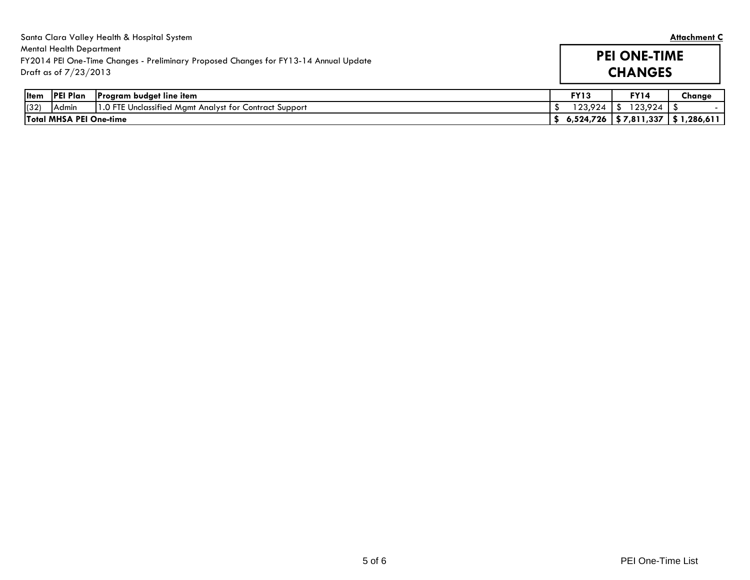Santa Clara Valley Health & Hospital System
Mental Health Department
FY2014 PEI One-Time Changes - Preliminary Proposed Changes for FY13-14 Annual Update
Draft as of 7/23/2013

**Attachment C**

# PEI ONE-TIME CHANGES

| Item | PEI Plan | Program budget line item | FY13 | FY14 | Change |
|---|---|---|---|---|---|
| (32) | Admin | 1.0 FTE Unclassified Mgmt Analyst for Contract Support | $ 123,924 | $ 123,924 | $ - |
| **Total MHSA PEI One-time** | | | **$ 6,524,726** | **$ 7,811,337** | **$ 1,286,611** |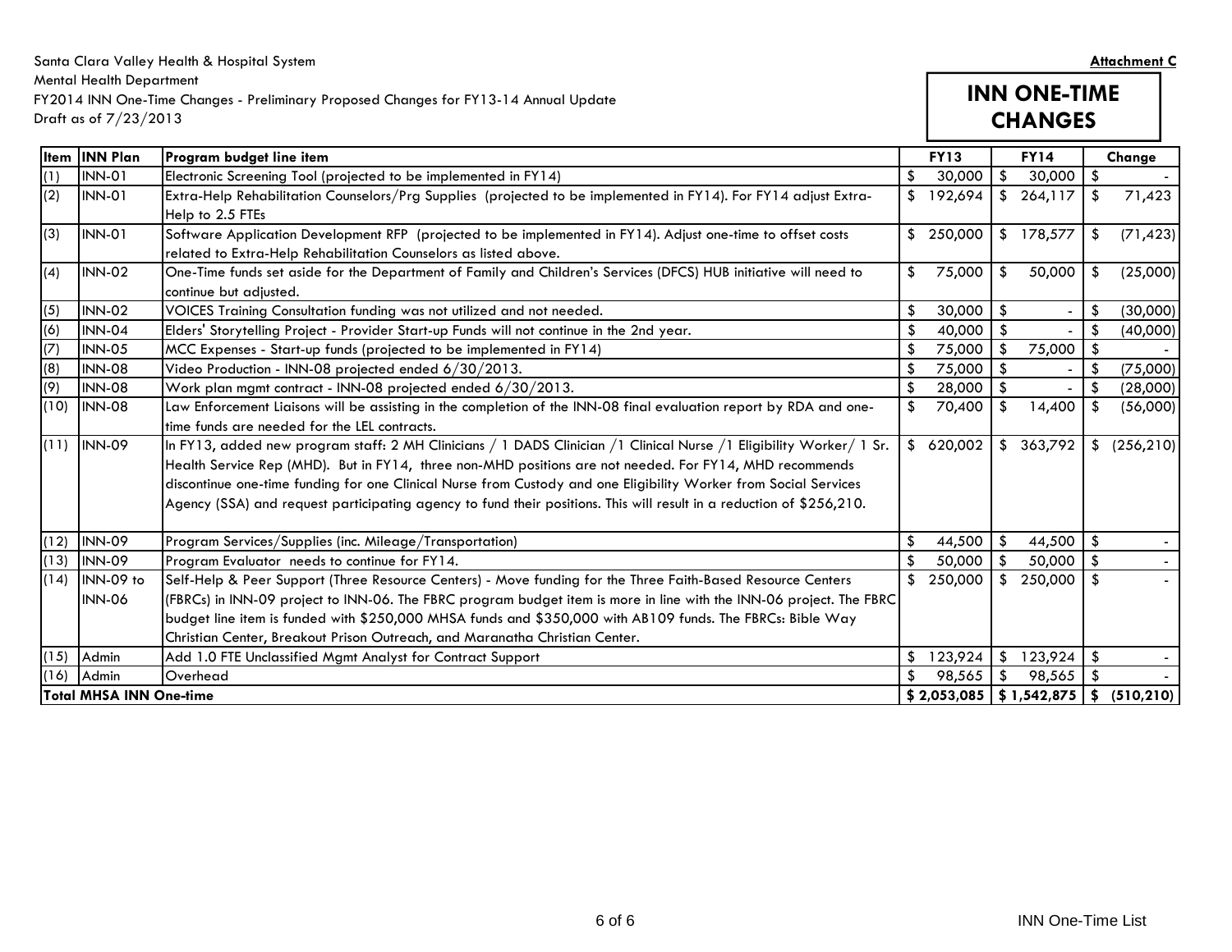Santa Clara Valley Health & Hospital System
Mental Health Department
FY2014 INN One-Time Changes - Preliminary Proposed Changes for FY13-14 Annual Update
Draft as of 7/23/2013

**Attachment C**

# INN ONE-TIME CHANGES

| Item | INN Plan | Program budget line item | FY13 | FY14 | Change |
|---|---|---|---|---|---|
| (1) | INN-01 | Electronic Screening Tool (projected to be implemented in FY14) | $ 30,000 | $ 30,000 | $ - |
| (2) | INN-01 | Extra-Help Rehabilitation Counselors/Prg Supplies (projected to be implemented in FY14). For FY14 adjust Extra-Help to 2.5 FTEs | $ 192,694 | $ 264,117 | $ 71,423 |
| (3) | INN-01 | Software Application Development RFP (projected to be implemented in FY14). Adjust one-time to offset costs related to Extra-Help Rehabilitation Counselors as listed above. | $ 250,000 | $ 178,577 | $ (71,423) |
| (4) | INN-02 | One-Time funds set aside for the Department of Family and Children's Services (DFCS) HUB initiative will need to continue but adjusted. | $ 75,000 | $ 50,000 | $ (25,000) |
| (5) | INN-02 | VOICES Training Consultation funding was not utilized and not needed. | $ 30,000 | $ - | $ (30,000) |
| (6) | INN-04 | Elders' Storytelling Project - Provider Start-up Funds will not continue in the 2nd year. | $ 40,000 | $ - | $ (40,000) |
| (7) | INN-05 | MCC Expenses - Start-up funds (projected to be implemented in FY14) | $ 75,000 | $ 75,000 | $ - |
| (8) | INN-08 | Video Production - INN-08 projected ended 6/30/2013. | $ 75,000 | $ - | $ (75,000) |
| (9) | INN-08 | Work plan mgmt contract - INN-08 projected ended 6/30/2013. | $ 28,000 | $ - | $ (28,000) |
| (10) | INN-08 | Law Enforcement Liaisons will be assisting in the completion of the INN-08 final evaluation report by RDA and one-time funds are needed for the LEL contracts. | $ 70,400 | $ 14,400 | $ (56,000) |
| (11) | INN-09 | In FY13, added new program staff: 2 MH Clinicians / 1 DADS Clinician /1 Clinical Nurse /1 Eligibility Worker/ 1 Sr. Health Service Rep (MHD). But in FY14, three non-MHD positions are not needed. For FY14, MHD recommends discontinue one-time funding for one Clinical Nurse from Custody and one Eligibility Worker from Social Services Agency (SSA) and request participating agency to fund their positions. This will result in a reduction of $256,210. | $ 620,002 | $ 363,792 | $ (256,210) |
| (12) | INN-09 | Program Services/Supplies (inc. Mileage/Transportation) | $ 44,500 | $ 44,500 | $ - |
| (13) | INN-09 | Program Evaluator needs to continue for FY14. | $ 50,000 | $ 50,000 | $ - |
| (14) | INN-09 to INN-06 | Self-Help & Peer Support (Three Resource Centers) - Move funding for the Three Faith-Based Resource Centers (FBRCs) in INN-09 project to INN-06. The FBRC program budget item is more in line with the INN-06 project. The FBRC budget line item is funded with $250,000 MHSA funds and $350,000 with AB109 funds. The FBRCs: Bible Way Christian Center, Breakout Prison Outreach, and Maranatha Christian Center. | $ 250,000 | $ 250,000 | $ - |
| (15) | Admin | Add 1.0 FTE Unclassified Mgmt Analyst for Contract Support | $ 123,924 | $ 123,924 | $ - |
| (16) | Admin | Overhead | $ 98,565 | $ 98,565 | $ - |
| **Total MHSA INN One-time** | | | **$ 2,053,085** | **$ 1,542,875** | **$ (510,210)** |